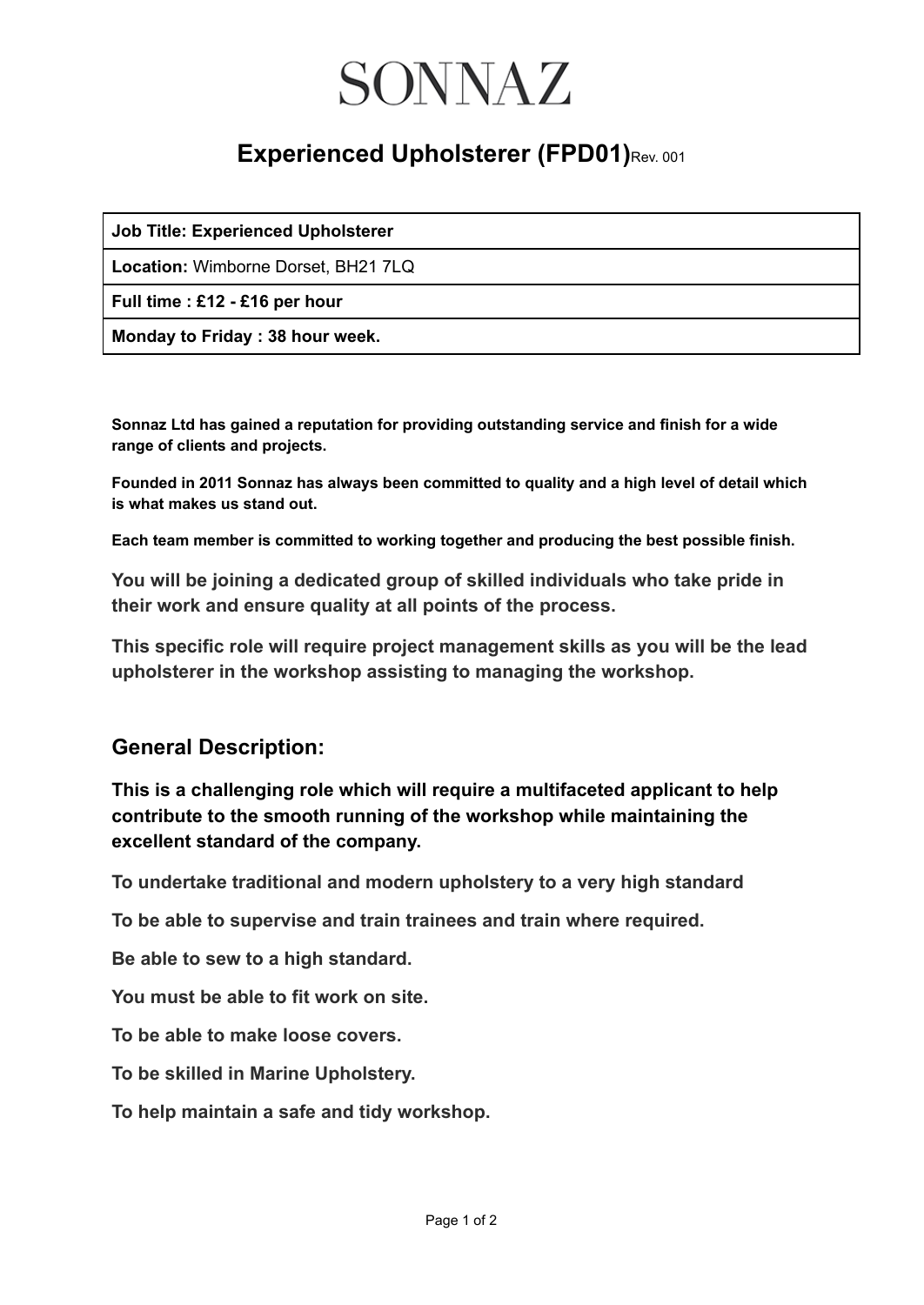# SONNAZ

## Experienced Upholsterer (FPD01) Rev. 001

| **Job Title: Experienced Upholsterer** |
|---|
| **Location:** Wimborne Dorset, BH21 7LQ |
| **Full time : £12 - £16 per hour** |
| **Monday to Friday : 38 hour week.** |

**Sonnaz Ltd has gained a reputation for providing outstanding service and finish for a wide range of clients and projects.**

**Founded in 2011 Sonnaz has always been committed to quality and a high level of detail which is what makes us stand out.**

**Each team member is committed to working together and producing the best possible finish.**

**You will be joining a dedicated group of skilled individuals who take pride in their work and ensure quality at all points of the process.**

**This specific role will require project management skills as you will be the lead upholsterer in the workshop assisting to managing the workshop.**

## General Description:

**This is a challenging role which will require a multifaceted applicant to help contribute to the smooth running of the workshop while maintaining the excellent standard of the company.**

**To undertake traditional and modern upholstery to a very high standard**

**To be able to supervise and train trainees and train where required.**

**Be able to sew to a high standard.**

**You must be able to fit work on site.**

**To be able to make loose covers.**

**To be skilled in Marine Upholstery.**

**To help maintain a safe and tidy workshop.**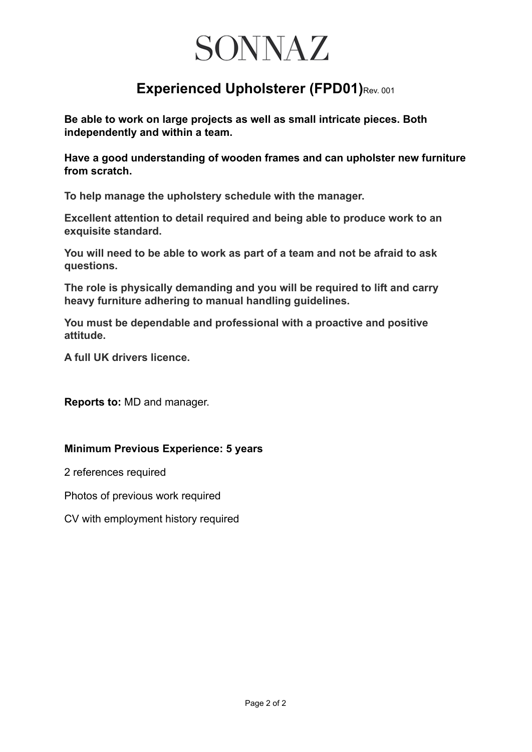# SONNAZ

## Experienced Upholsterer (FPD01) Rev. 001

**Be able to work on large projects as well as small intricate pieces. Both independently and within a team.**

**Have a good understanding of wooden frames and can upholster new furniture from scratch.**

**To help manage the upholstery schedule with the manager.**

**Excellent attention to detail required and being able to produce work to an exquisite standard.**

**You will need to be able to work as part of a team and not be afraid to ask questions.**

**The role is physically demanding and you will be required to lift and carry heavy furniture adhering to manual handling guidelines.**

**You must be dependable and professional with a proactive and positive attitude.**

**A full UK drivers licence.**

**Reports to:** MD and manager.

**Minimum Previous Experience: 5 years**

2 references required

Photos of previous work required

CV with employment history required